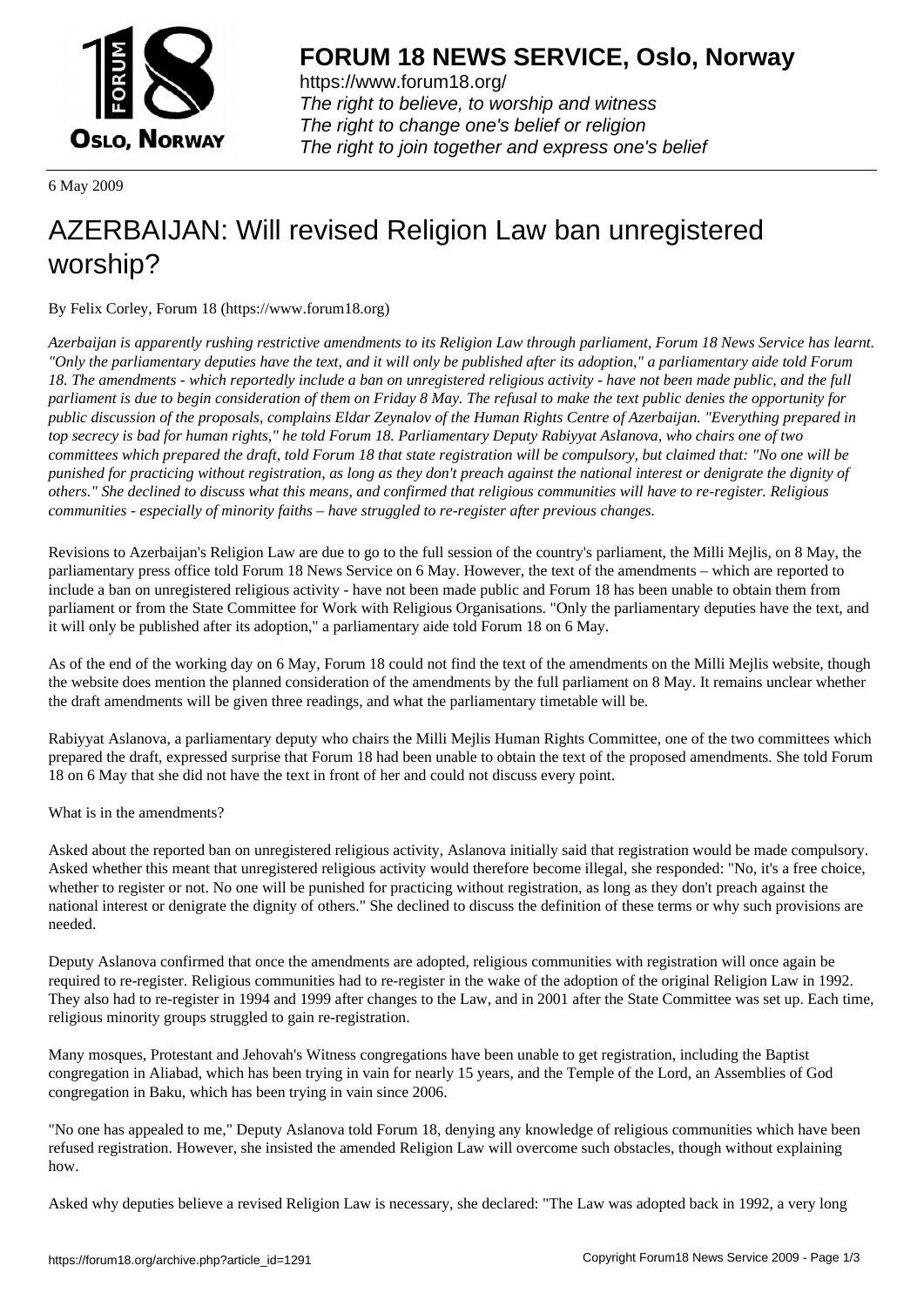**FORUM 18 NEWS SERVICE, Oslo, Norway**

https://www.forum18.org/
*The right to believe, to worship and witness*
*The right to change one's belief or religion*
*The right to join together and express one's belief*

6 May 2009

# AZERBAIJAN: Will revised Religion Law ban unregistered worship?

By Felix Corley, Forum 18 (https://www.forum18.org)

*Azerbaijan is apparently rushing restrictive amendments to its Religion Law through parliament, Forum 18 News Service has learnt. "Only the parliamentary deputies have the text, and it will only be published after its adoption," a parliamentary aide told Forum 18. The amendments - which reportedly include a ban on unregistered religious activity - have not been made public, and the full parliament is due to begin consideration of them on Friday 8 May. The refusal to make the text public denies the opportunity for public discussion of the proposals, complains Eldar Zeynalov of the Human Rights Centre of Azerbaijan. "Everything prepared in top secrecy is bad for human rights," he told Forum 18. Parliamentary Deputy Rabiyyat Aslanova, who chairs one of two committees which prepared the draft, told Forum 18 that state registration will be compulsory, but claimed that: "No one will be punished for practicing without registration, as long as they don't preach against the national interest or denigrate the dignity of others." She declined to discuss what this means, and confirmed that religious communities will have to re-register. Religious communities - especially of minority faiths – have struggled to re-register after previous changes.*

Revisions to Azerbaijan's Religion Law are due to go to the full session of the country's parliament, the Milli Mejlis, on 8 May, the parliamentary press office told Forum 18 News Service on 6 May. However, the text of the amendments – which are reported to include a ban on unregistered religious activity - have not been made public and Forum 18 has been unable to obtain them from parliament or from the State Committee for Work with Religious Organisations. "Only the parliamentary deputies have the text, and it will only be published after its adoption," a parliamentary aide told Forum 18 on 6 May.

As of the end of the working day on 6 May, Forum 18 could not find the text of the amendments on the Milli Mejlis website, though the website does mention the planned consideration of the amendments by the full parliament on 8 May. It remains unclear whether the draft amendments will be given three readings, and what the parliamentary timetable will be.

Rabiyyat Aslanova, a parliamentary deputy who chairs the Milli Mejlis Human Rights Committee, one of the two committees which prepared the draft, expressed surprise that Forum 18 had been unable to obtain the text of the proposed amendments. She told Forum 18 on 6 May that she did not have the text in front of her and could not discuss every point.

What is in the amendments?

Asked about the reported ban on unregistered religious activity, Aslanova initially said that registration would be made compulsory. Asked whether this meant that unregistered religious activity would therefore become illegal, she responded: "No, it's a free choice, whether to register or not. No one will be punished for practicing without registration, as long as they don't preach against the national interest or denigrate the dignity of others." She declined to discuss the definition of these terms or why such provisions are needed.

Deputy Aslanova confirmed that once the amendments are adopted, religious communities with registration will once again be required to re-register. Religious communities had to re-register in the wake of the adoption of the original Religion Law in 1992. They also had to re-register in 1994 and 1999 after changes to the Law, and in 2001 after the State Committee was set up. Each time, religious minority groups struggled to gain re-registration.

Many mosques, Protestant and Jehovah's Witness congregations have been unable to get registration, including the Baptist congregation in Aliabad, which has been trying in vain for nearly 15 years, and the Temple of the Lord, an Assemblies of God congregation in Baku, which has been trying in vain since 2006.

"No one has appealed to me," Deputy Aslanova told Forum 18, denying any knowledge of religious communities which have been refused registration. However, she insisted the amended Religion Law will overcome such obstacles, though without explaining how.

Asked why deputies believe a revised Religion Law is necessary, she declared: "The Law was adopted back in 1992, a very long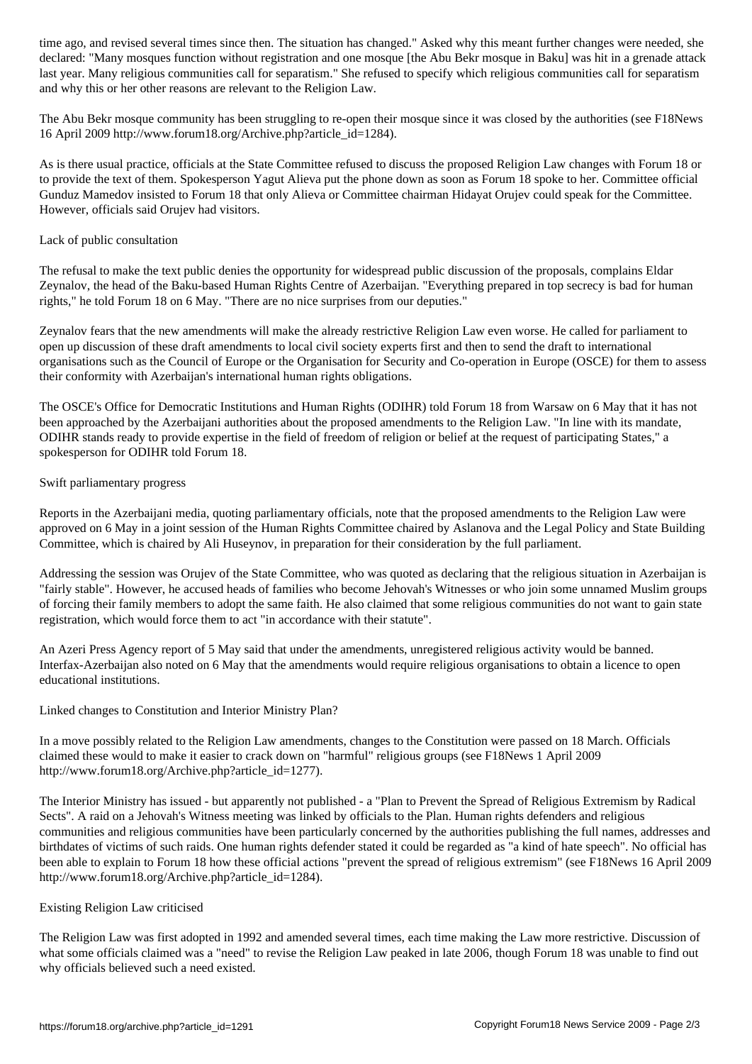time ago, and revised several times since then. The situation has changed." Asked why this meant further changes were needed, she declared: "Many mosques function without registration and one mosque [the Abu Bekr mosque in Baku] was hit in a grenade attack last year. Many religious communities call for separatism." She refused to specify which religious communities call for separatism and why this or her other reasons are relevant to the Religion Law.

The Abu Bekr mosque community has been struggling to re-open their mosque since it was closed by the authorities (see F18News 16 April 2009 http://www.forum18.org/Archive.php?article_id=1284).

As is there usual practice, officials at the State Committee refused to discuss the proposed Religion Law changes with Forum 18 or to provide the text of them. Spokesperson Yagut Alieva put the phone down as soon as Forum 18 spoke to her. Committee official Gunduz Mamedov insisted to Forum 18 that only Alieva or Committee chairman Hidayat Orujev could speak for the Committee. However, officials said Orujev had visitors.

## Lack of public consultation

The refusal to make the text public denies the opportunity for widespread public discussion of the proposals, complains Eldar Zeynalov, the head of the Baku-based Human Rights Centre of Azerbaijan. "Everything prepared in top secrecy is bad for human rights," he told Forum 18 on 6 May. "There are no nice surprises from our deputies."

Zeynalov fears that the new amendments will make the already restrictive Religion Law even worse. He called for parliament to open up discussion of these draft amendments to local civil society experts first and then to send the draft to international organisations such as the Council of Europe or the Organisation for Security and Co-operation in Europe (OSCE) for them to assess their conformity with Azerbaijan's international human rights obligations.

The OSCE's Office for Democratic Institutions and Human Rights (ODIHR) told Forum 18 from Warsaw on 6 May that it has not been approached by the Azerbaijani authorities about the proposed amendments to the Religion Law. "In line with its mandate, ODIHR stands ready to provide expertise in the field of freedom of religion or belief at the request of participating States," a spokesperson for ODIHR told Forum 18.

## Swift parliamentary progress

Reports in the Azerbaijani media, quoting parliamentary officials, note that the proposed amendments to the Religion Law were approved on 6 May in a joint session of the Human Rights Committee chaired by Aslanova and the Legal Policy and State Building Committee, which is chaired by Ali Huseynov, in preparation for their consideration by the full parliament.

Addressing the session was Orujev of the State Committee, who was quoted as declaring that the religious situation in Azerbaijan is "fairly stable". However, he accused heads of families who become Jehovah's Witnesses or who join some unnamed Muslim groups of forcing their family members to adopt the same faith. He also claimed that some religious communities do not want to gain state registration, which would force them to act "in accordance with their statute".

An Azeri Press Agency report of 5 May said that under the amendments, unregistered religious activity would be banned. Interfax-Azerbaijan also noted on 6 May that the amendments would require religious organisations to obtain a licence to open educational institutions.

## Linked changes to Constitution and Interior Ministry Plan?

In a move possibly related to the Religion Law amendments, changes to the Constitution were passed on 18 March. Officials claimed these would to make it easier to crack down on "harmful" religious groups (see F18News 1 April 2009 http://www.forum18.org/Archive.php?article_id=1277).

The Interior Ministry has issued - but apparently not published - a "Plan to Prevent the Spread of Religious Extremism by Radical Sects". A raid on a Jehovah's Witness meeting was linked by officials to the Plan. Human rights defenders and religious communities and religious communities have been particularly concerned by the authorities publishing the full names, addresses and birthdates of victims of such raids. One human rights defender stated it could be regarded as "a kind of hate speech". No official has been able to explain to Forum 18 how these official actions "prevent the spread of religious extremism" (see F18News 16 April 2009 http://www.forum18.org/Archive.php?article_id=1284).

## Existing Religion Law criticised

The Religion Law was first adopted in 1992 and amended several times, each time making the Law more restrictive. Discussion of what some officials claimed was a "need" to revise the Religion Law peaked in late 2006, though Forum 18 was unable to find out why officials believed such a need existed.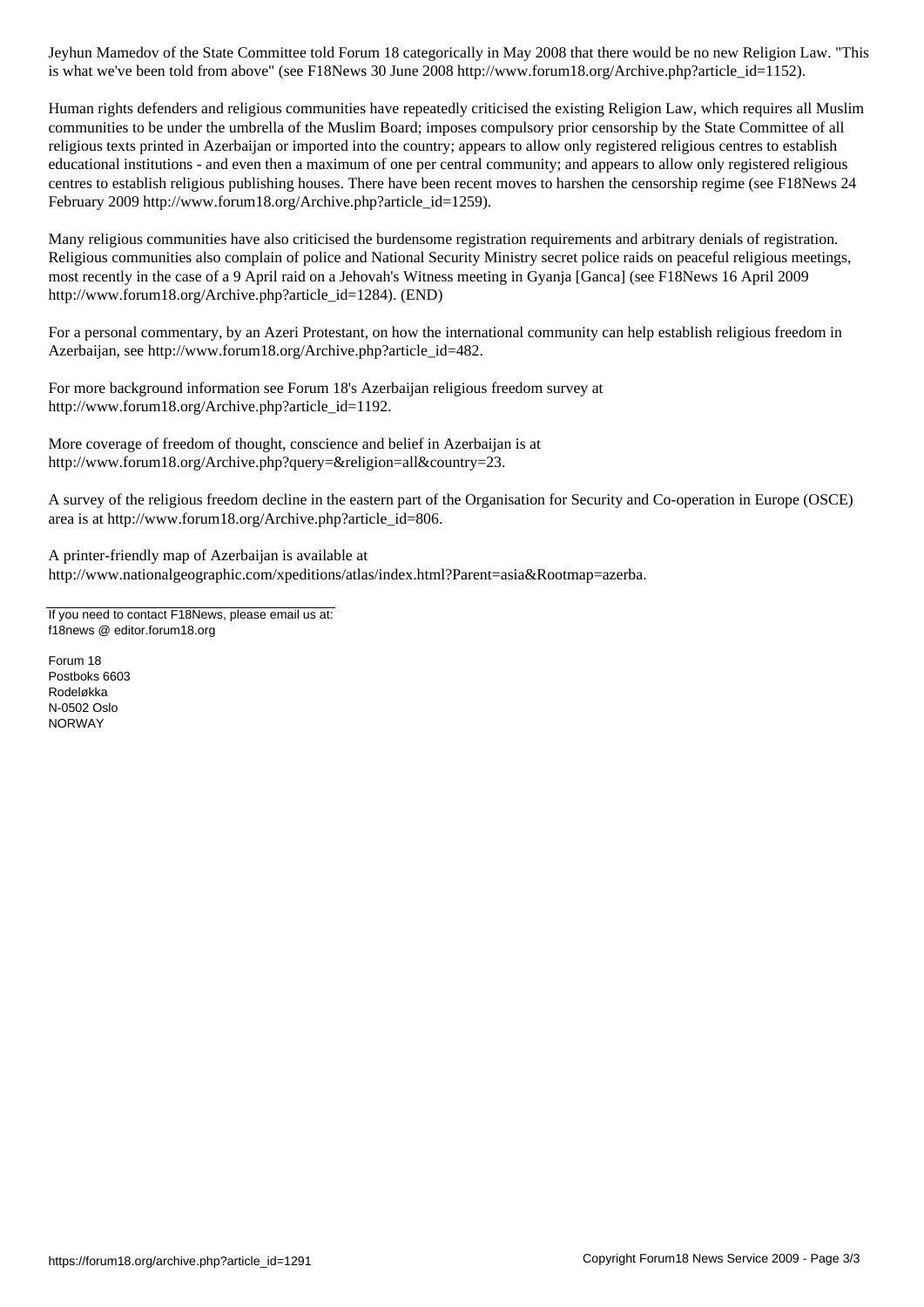Jeyhun Mamedov of the State Committee told Forum 18 categorically in May 2008 that there would be no new Religion Law. "This is what we've been told from above" (see F18News 30 June 2008 http://www.forum18.org/Archive.php?article_id=1152).

Human rights defenders and religious communities have repeatedly criticised the existing Religion Law, which requires all Muslim communities to be under the umbrella of the Muslim Board; imposes compulsory prior censorship by the State Committee of all religious texts printed in Azerbaijan or imported into the country; appears to allow only registered religious centres to establish educational institutions - and even then a maximum of one per central community; and appears to allow only registered religious centres to establish religious publishing houses. There have been recent moves to harshen the censorship regime (see F18News 24 February 2009 http://www.forum18.org/Archive.php?article_id=1259).

Many religious communities have also criticised the burdensome registration requirements and arbitrary denials of registration. Religious communities also complain of police and National Security Ministry secret police raids on peaceful religious meetings, most recently in the case of a 9 April raid on a Jehovah's Witness meeting in Gyanja [Ganca] (see F18News 16 April 2009 http://www.forum18.org/Archive.php?article_id=1284). (END)

For a personal commentary, by an Azeri Protestant, on how the international community can help establish religious freedom in Azerbaijan, see http://www.forum18.org/Archive.php?article_id=482.

For more background information see Forum 18's Azerbaijan religious freedom survey at http://www.forum18.org/Archive.php?article_id=1192.

More coverage of freedom of thought, conscience and belief in Azerbaijan is at http://www.forum18.org/Archive.php?query=&religion=all&country=23.

A survey of the religious freedom decline in the eastern part of the Organisation for Security and Co-operation in Europe (OSCE) area is at http://www.forum18.org/Archive.php?article_id=806.

A printer-friendly map of Azerbaijan is available at http://www.nationalgeographic.com/xpeditions/atlas/index.html?Parent=asia&Rootmap=azerba.

If you need to contact F18News, please email us at:
f18news @ editor.forum18.org

Forum 18
Postboks 6603
Rodeløkka
N-0502 Oslo
NORWAY